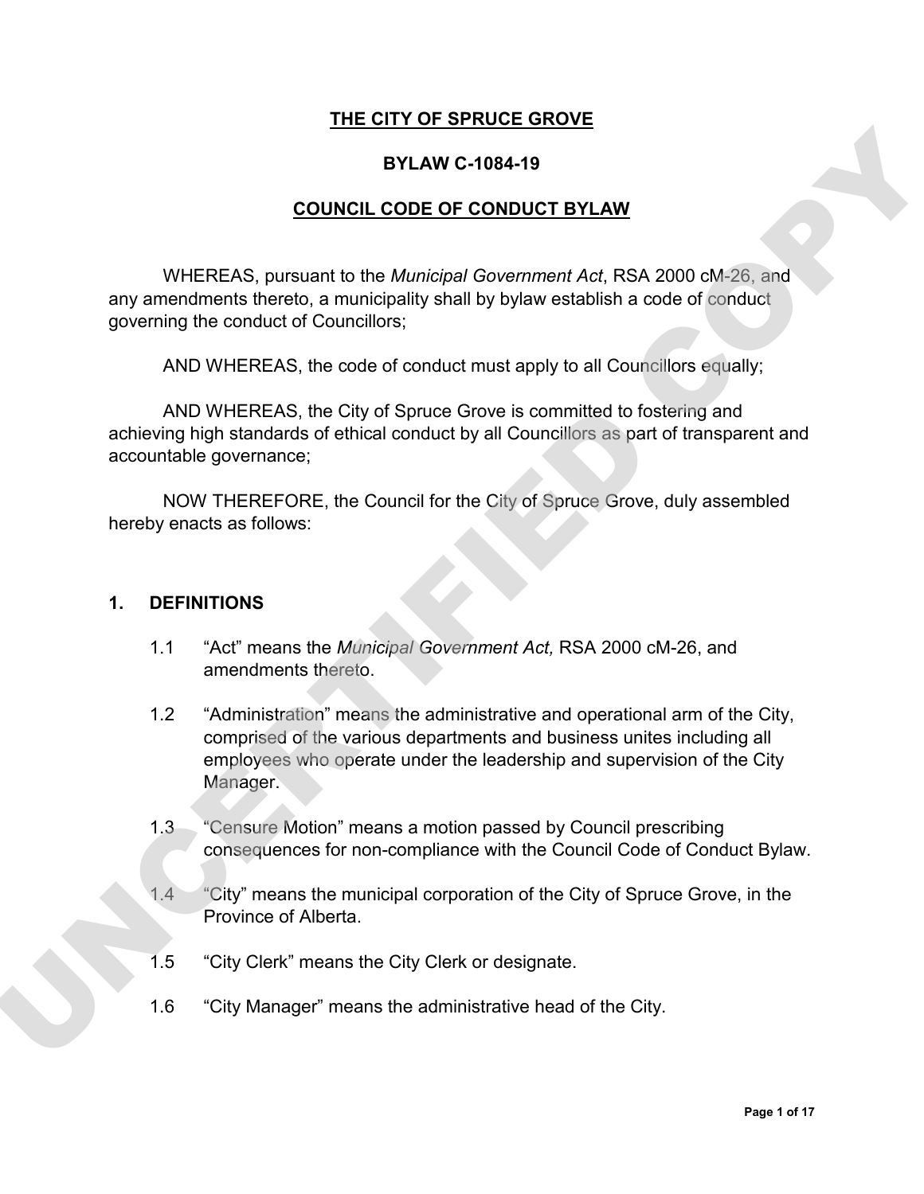# THE CITY OF SPRUCE GROVE

## BYLAW C-1084-19

## COUNCIL CODE OF CONDUCT BYLAW

WHEREAS, pursuant to the *Municipal Government Act*, RSA 2000 cM-26, and any amendments thereto, a municipality shall by bylaw establish a code of conduct governing the conduct of Councillors;

AND WHEREAS, the code of conduct must apply to all Councillors equally;

AND WHEREAS, the City of Spruce Grove is committed to fostering and achieving high standards of ethical conduct by all Councillors as part of transparent and accountable governance;

NOW THEREFORE, the Council for the City of Spruce Grove, duly assembled hereby enacts as follows:

## 1. DEFINITIONS

1.1 "Act" means the *Municipal Government Act,* RSA 2000 cM-26, and amendments thereto.

1.2 "Administration" means the administrative and operational arm of the City, comprised of the various departments and business unites including all employees who operate under the leadership and supervision of the City Manager.

1.3 "Censure Motion" means a motion passed by Council prescribing consequences for non-compliance with the Council Code of Conduct Bylaw.

1.4 "City" means the municipal corporation of the City of Spruce Grove, in the Province of Alberta.

1.5 "City Clerk" means the City Clerk or designate.

1.6 "City Manager" means the administrative head of the City.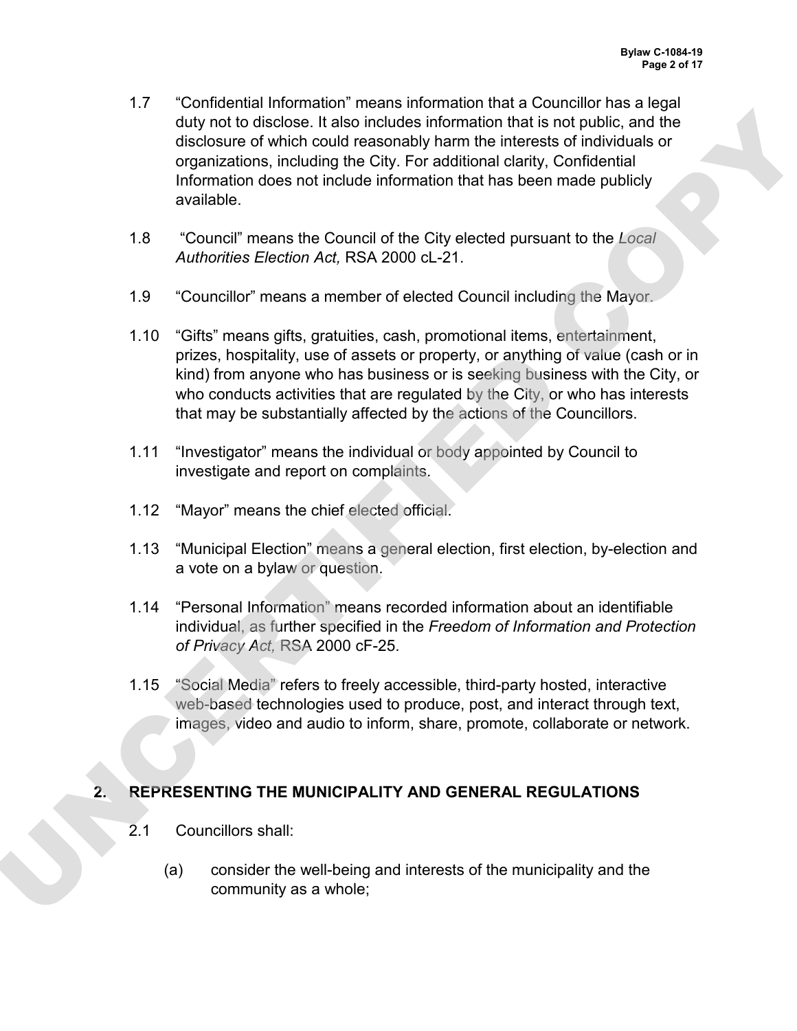1.7 "Confidential Information" means information that a Councillor has a legal duty not to disclose. It also includes information that is not public, and the disclosure of which could reasonably harm the interests of individuals or organizations, including the City. For additional clarity, Confidential Information does not include information that has been made publicly available.

1.8 "Council" means the Council of the City elected pursuant to the *Local Authorities Election Act,* RSA 2000 cL-21.

1.9 "Councillor" means a member of elected Council including the Mayor.

1.10 "Gifts" means gifts, gratuities, cash, promotional items, entertainment, prizes, hospitality, use of assets or property, or anything of value (cash or in kind) from anyone who has business or is seeking business with the City, or who conducts activities that are regulated by the City, or who has interests that may be substantially affected by the actions of the Councillors.

1.11 "Investigator" means the individual or body appointed by Council to investigate and report on complaints.

1.12 "Mayor" means the chief elected official.

1.13 "Municipal Election" means a general election, first election, by-election and a vote on a bylaw or question.

1.14 "Personal Information" means recorded information about an identifiable individual, as further specified in the *Freedom of Information and Protection of Privacy Act,* RSA 2000 cF-25.

1.15 "Social Media" refers to freely accessible, third-party hosted, interactive web-based technologies used to produce, post, and interact through text, images, video and audio to inform, share, promote, collaborate or network.

## 2. REPRESENTING THE MUNICIPALITY AND GENERAL REGULATIONS

2.1 Councillors shall:

(a) consider the well-being and interests of the municipality and the community as a whole;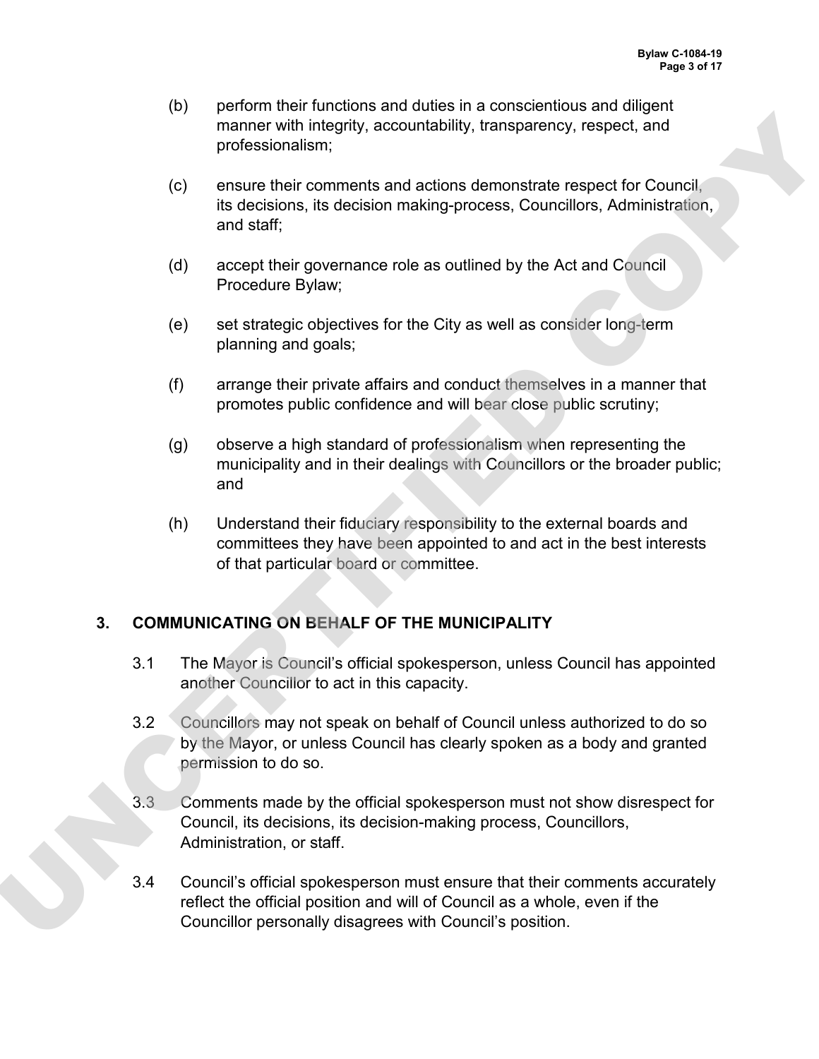(b) perform their functions and duties in a conscientious and diligent manner with integrity, accountability, transparency, respect, and professionalism;

(c) ensure their comments and actions demonstrate respect for Council, its decisions, its decision making-process, Councillors, Administration, and staff;

(d) accept their governance role as outlined by the Act and Council Procedure Bylaw;

(e) set strategic objectives for the City as well as consider long-term planning and goals;

(f) arrange their private affairs and conduct themselves in a manner that promotes public confidence and will bear close public scrutiny;

(g) observe a high standard of professionalism when representing the municipality and in their dealings with Councillors or the broader public; and

(h) Understand their fiduciary responsibility to the external boards and committees they have been appointed to and act in the best interests of that particular board or committee.

## 3. COMMUNICATING ON BEHALF OF THE MUNICIPALITY

3.1 The Mayor is Council's official spokesperson, unless Council has appointed another Councillor to act in this capacity.

3.2 Councillors may not speak on behalf of Council unless authorized to do so by the Mayor, or unless Council has clearly spoken as a body and granted permission to do so.

3.3 Comments made by the official spokesperson must not show disrespect for Council, its decisions, its decision-making process, Councillors, Administration, or staff.

3.4 Council's official spokesperson must ensure that their comments accurately reflect the official position and will of Council as a whole, even if the Councillor personally disagrees with Council's position.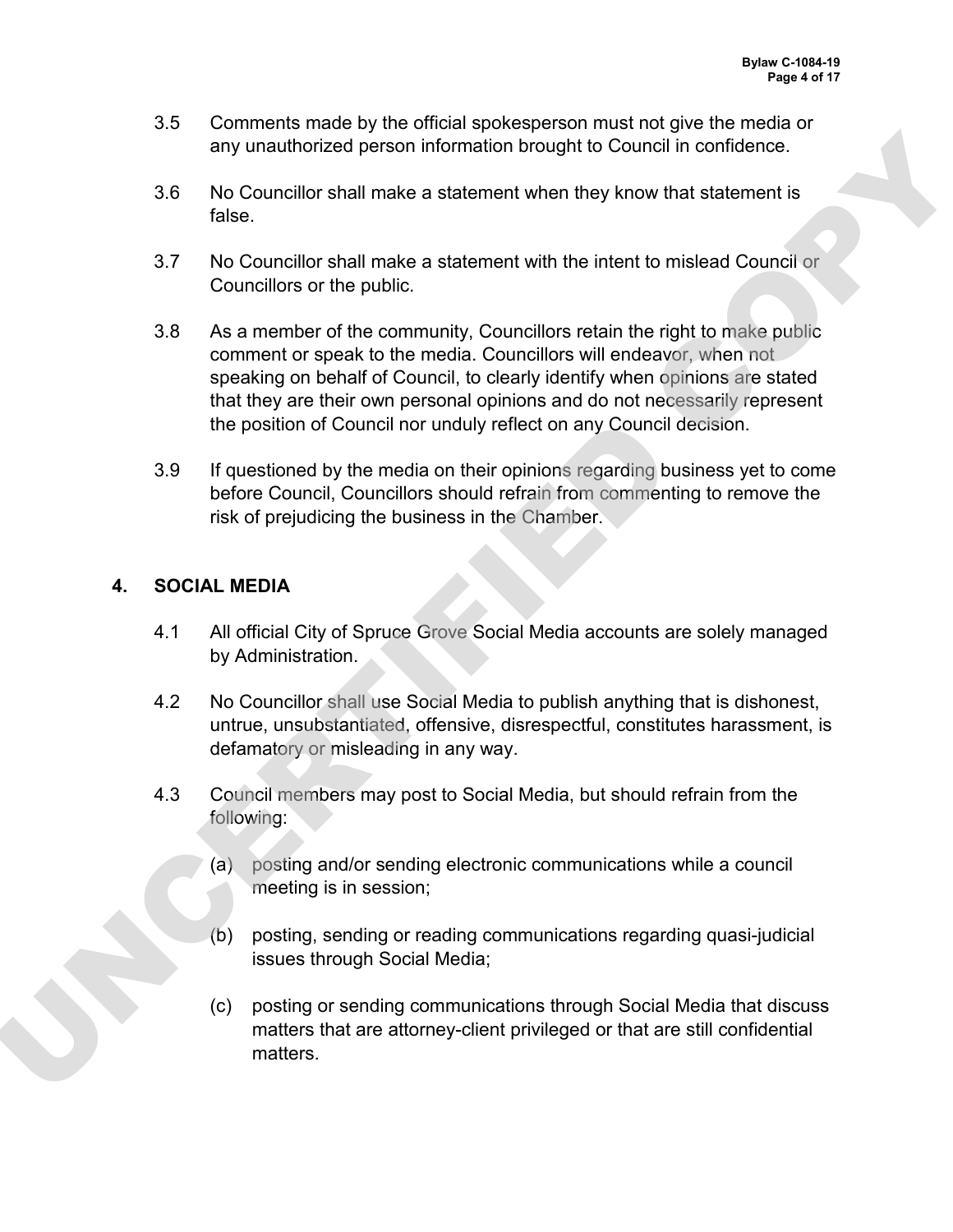3.5 Comments made by the official spokesperson must not give the media or any unauthorized person information brought to Council in confidence.

3.6 No Councillor shall make a statement when they know that statement is false.

3.7 No Councillor shall make a statement with the intent to mislead Council or Councillors or the public.

3.8 As a member of the community, Councillors retain the right to make public comment or speak to the media. Councillors will endeavor, when not speaking on behalf of Council, to clearly identify when opinions are stated that they are their own personal opinions and do not necessarily represent the position of Council nor unduly reflect on any Council decision.

3.9 If questioned by the media on their opinions regarding business yet to come before Council, Councillors should refrain from commenting to remove the risk of prejudicing the business in the Chamber.

## 4. SOCIAL MEDIA

4.1 All official City of Spruce Grove Social Media accounts are solely managed by Administration.

4.2 No Councillor shall use Social Media to publish anything that is dishonest, untrue, unsubstantiated, offensive, disrespectful, constitutes harassment, is defamatory or misleading in any way.

4.3 Council members may post to Social Media, but should refrain from the following:

(a) posting and/or sending electronic communications while a council meeting is in session;

(b) posting, sending or reading communications regarding quasi-judicial issues through Social Media;

(c) posting or sending communications through Social Media that discuss matters that are attorney-client privileged or that are still confidential matters.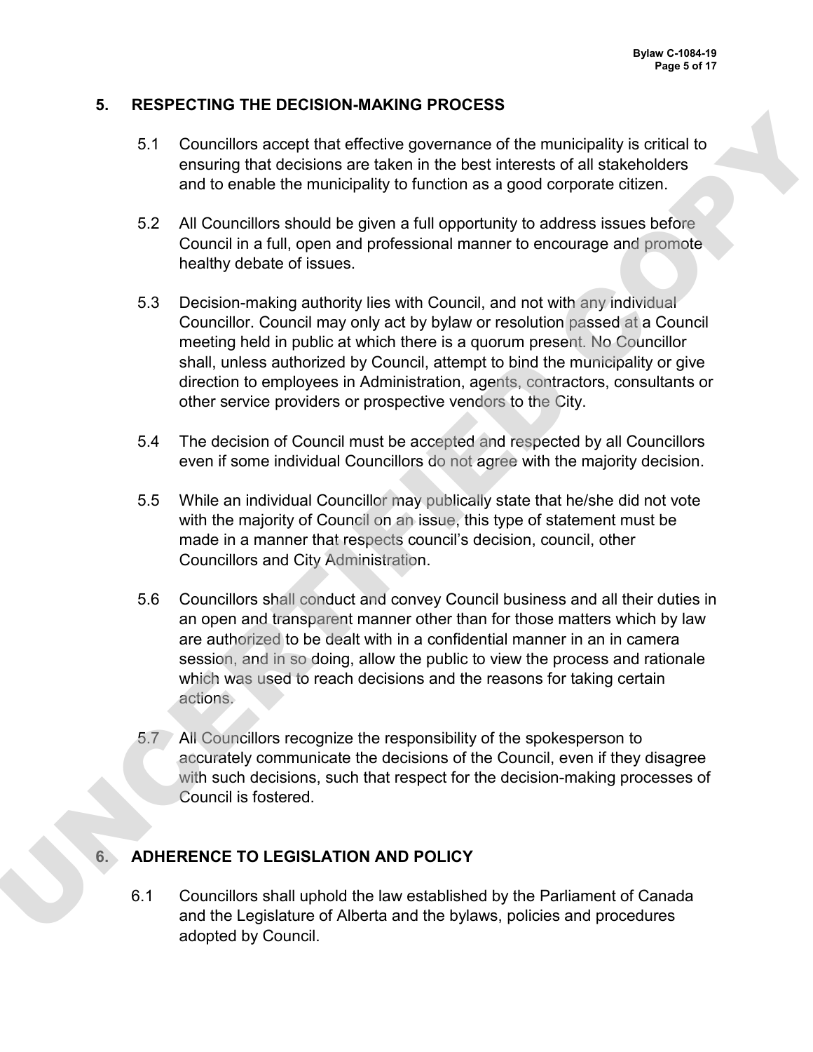## 5. RESPECTING THE DECISION-MAKING PROCESS

5.1 Councillors accept that effective governance of the municipality is critical to ensuring that decisions are taken in the best interests of all stakeholders and to enable the municipality to function as a good corporate citizen.

5.2 All Councillors should be given a full opportunity to address issues before Council in a full, open and professional manner to encourage and promote healthy debate of issues.

5.3 Decision-making authority lies with Council, and not with any individual Councillor. Council may only act by bylaw or resolution passed at a Council meeting held in public at which there is a quorum present. No Councillor shall, unless authorized by Council, attempt to bind the municipality or give direction to employees in Administration, agents, contractors, consultants or other service providers or prospective vendors to the City.

5.4 The decision of Council must be accepted and respected by all Councillors even if some individual Councillors do not agree with the majority decision.

5.5 While an individual Councillor may publically state that he/she did not vote with the majority of Council on an issue, this type of statement must be made in a manner that respects council's decision, council, other Councillors and City Administration.

5.6 Councillors shall conduct and convey Council business and all their duties in an open and transparent manner other than for those matters which by law are authorized to be dealt with in a confidential manner in an in camera session, and in so doing, allow the public to view the process and rationale which was used to reach decisions and the reasons for taking certain actions.

5.7 All Councillors recognize the responsibility of the spokesperson to accurately communicate the decisions of the Council, even if they disagree with such decisions, such that respect for the decision-making processes of Council is fostered.

## 6. ADHERENCE TO LEGISLATION AND POLICY

6.1 Councillors shall uphold the law established by the Parliament of Canada and the Legislature of Alberta and the bylaws, policies and procedures adopted by Council.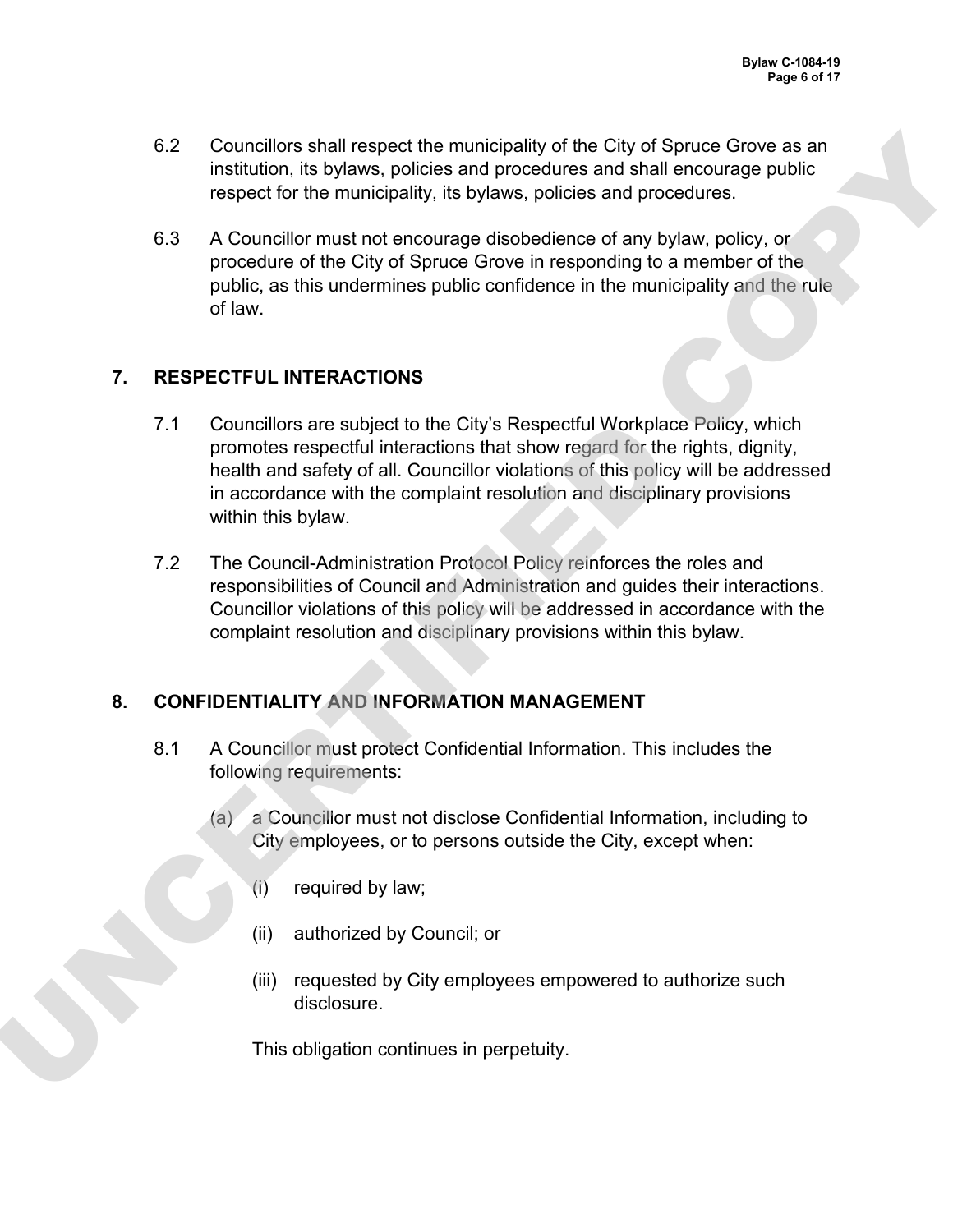6.2 Councillors shall respect the municipality of the City of Spruce Grove as an institution, its bylaws, policies and procedures and shall encourage public respect for the municipality, its bylaws, policies and procedures.

6.3 A Councillor must not encourage disobedience of any bylaw, policy, or procedure of the City of Spruce Grove in responding to a member of the public, as this undermines public confidence in the municipality and the rule of law.

## 7. RESPECTFUL INTERACTIONS

7.1 Councillors are subject to the City's Respectful Workplace Policy, which promotes respectful interactions that show regard for the rights, dignity, health and safety of all. Councillor violations of this policy will be addressed in accordance with the complaint resolution and disciplinary provisions within this bylaw.

7.2 The Council-Administration Protocol Policy reinforces the roles and responsibilities of Council and Administration and guides their interactions. Councillor violations of this policy will be addressed in accordance with the complaint resolution and disciplinary provisions within this bylaw.

## 8. CONFIDENTIALITY AND INFORMATION MANAGEMENT

8.1 A Councillor must protect Confidential Information. This includes the following requirements:

(a) a Councillor must not disclose Confidential Information, including to City employees, or to persons outside the City, except when:

(i) required by law;

(ii) authorized by Council; or

(iii) requested by City employees empowered to authorize such disclosure.

This obligation continues in perpetuity.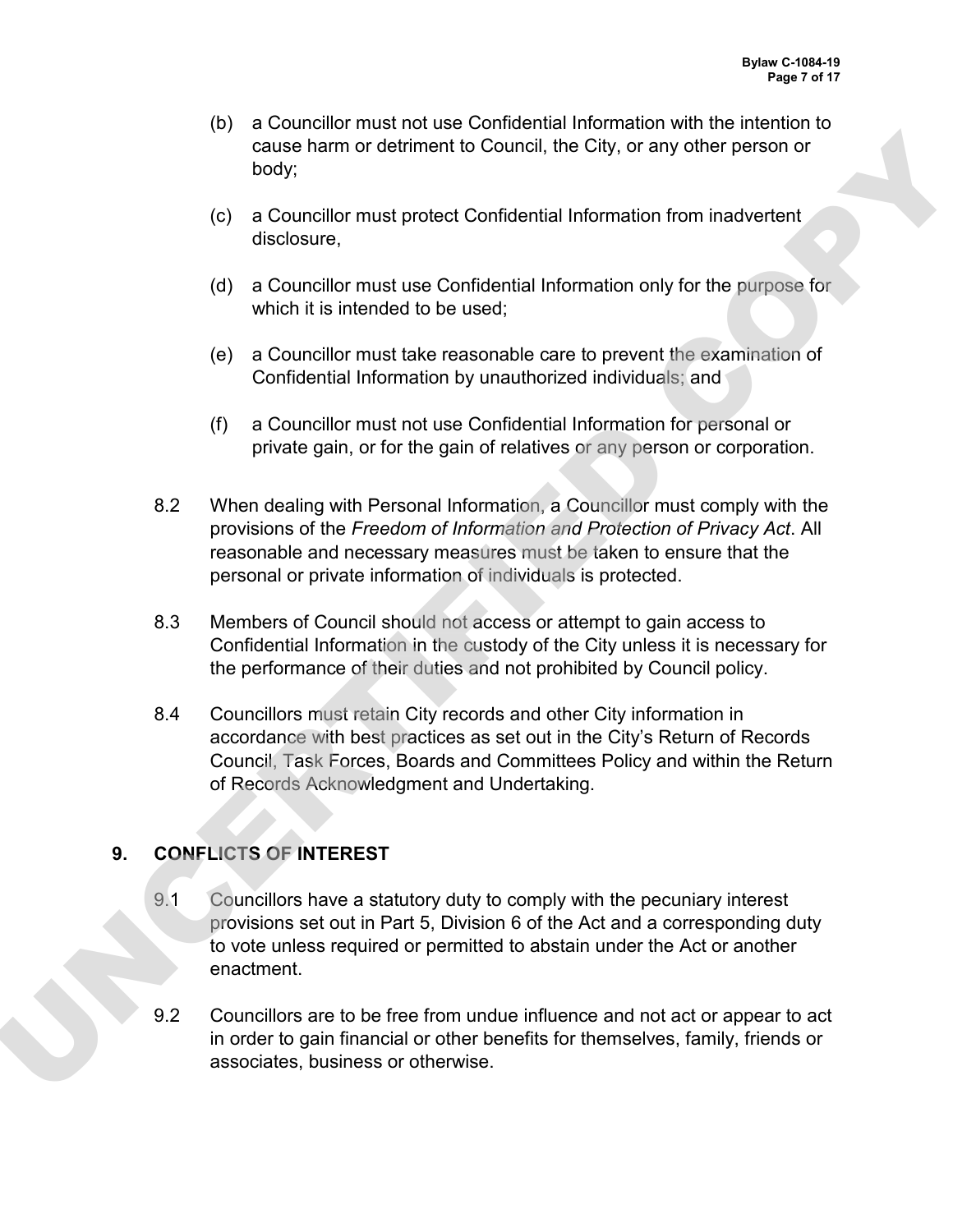(b) a Councillor must not use Confidential Information with the intention to cause harm or detriment to Council, the City, or any other person or body;

(c) a Councillor must protect Confidential Information from inadvertent disclosure,

(d) a Councillor must use Confidential Information only for the purpose for which it is intended to be used;

(e) a Councillor must take reasonable care to prevent the examination of Confidential Information by unauthorized individuals; and

(f) a Councillor must not use Confidential Information for personal or private gain, or for the gain of relatives or any person or corporation.

8.2 When dealing with Personal Information, a Councillor must comply with the provisions of the *Freedom of Information and Protection of Privacy Act*. All reasonable and necessary measures must be taken to ensure that the personal or private information of individuals is protected.

8.3 Members of Council should not access or attempt to gain access to Confidential Information in the custody of the City unless it is necessary for the performance of their duties and not prohibited by Council policy.

8.4 Councillors must retain City records and other City information in accordance with best practices as set out in the City's Return of Records Council, Task Forces, Boards and Committees Policy and within the Return of Records Acknowledgment and Undertaking.

## 9. CONFLICTS OF INTEREST

9.1 Councillors have a statutory duty to comply with the pecuniary interest provisions set out in Part 5, Division 6 of the Act and a corresponding duty to vote unless required or permitted to abstain under the Act or another enactment.

9.2 Councillors are to be free from undue influence and not act or appear to act in order to gain financial or other benefits for themselves, family, friends or associates, business or otherwise.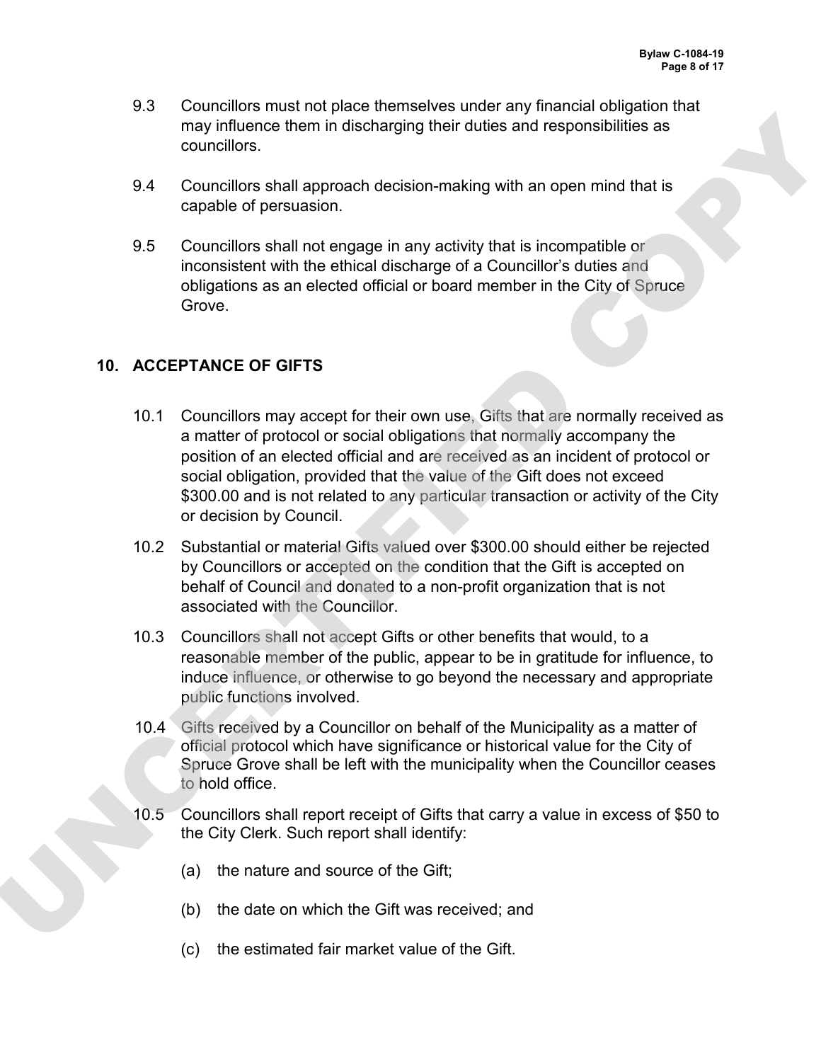9.3 Councillors must not place themselves under any financial obligation that may influence them in discharging their duties and responsibilities as councillors.

9.4 Councillors shall approach decision-making with an open mind that is capable of persuasion.

9.5 Councillors shall not engage in any activity that is incompatible or inconsistent with the ethical discharge of a Councillor's duties and obligations as an elected official or board member in the City of Spruce Grove.

## 10. ACCEPTANCE OF GIFTS

10.1 Councillors may accept for their own use, Gifts that are normally received as a matter of protocol or social obligations that normally accompany the position of an elected official and are received as an incident of protocol or social obligation, provided that the value of the Gift does not exceed $300.00 and is not related to any particular transaction or activity of the City or decision by Council.

10.2 Substantial or material Gifts valued over $300.00 should either be rejected by Councillors or accepted on the condition that the Gift is accepted on behalf of Council and donated to a non-profit organization that is not associated with the Councillor.

10.3 Councillors shall not accept Gifts or other benefits that would, to a reasonable member of the public, appear to be in gratitude for influence, to induce influence, or otherwise to go beyond the necessary and appropriate public functions involved.

10.4 Gifts received by a Councillor on behalf of the Municipality as a matter of official protocol which have significance or historical value for the City of Spruce Grove shall be left with the municipality when the Councillor ceases to hold office.

10.5 Councillors shall report receipt of Gifts that carry a value in excess of $50 to the City Clerk. Such report shall identify:

(a) the nature and source of the Gift;

(b) the date on which the Gift was received; and

(c) the estimated fair market value of the Gift.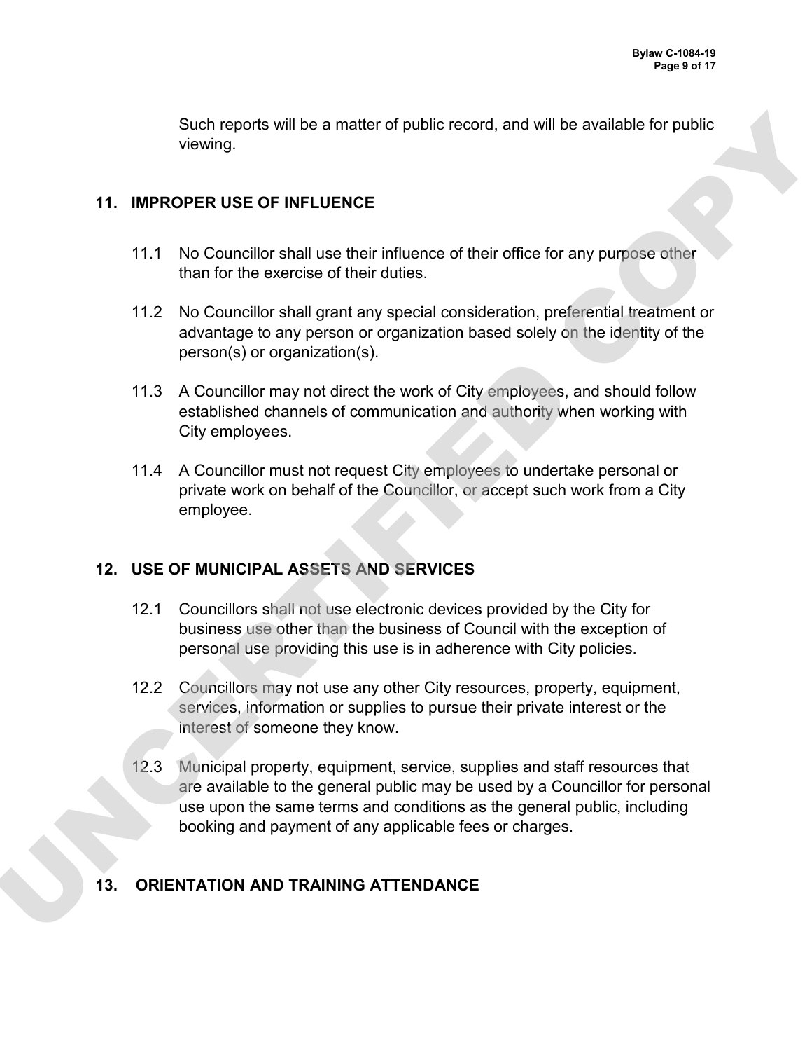Such reports will be a matter of public record, and will be available for public viewing.

## 11. IMPROPER USE OF INFLUENCE

11.1 No Councillor shall use their influence of their office for any purpose other than for the exercise of their duties.

11.2 No Councillor shall grant any special consideration, preferential treatment or advantage to any person or organization based solely on the identity of the person(s) or organization(s).

11.3 A Councillor may not direct the work of City employees, and should follow established channels of communication and authority when working with City employees.

11.4 A Councillor must not request City employees to undertake personal or private work on behalf of the Councillor, or accept such work from a City employee.

## 12. USE OF MUNICIPAL ASSETS AND SERVICES

12.1 Councillors shall not use electronic devices provided by the City for business use other than the business of Council with the exception of personal use providing this use is in adherence with City policies.

12.2 Councillors may not use any other City resources, property, equipment, services, information or supplies to pursue their private interest or the interest of someone they know.

12.3 Municipal property, equipment, service, supplies and staff resources that are available to the general public may be used by a Councillor for personal use upon the same terms and conditions as the general public, including booking and payment of any applicable fees or charges.

## 13. ORIENTATION AND TRAINING ATTENDANCE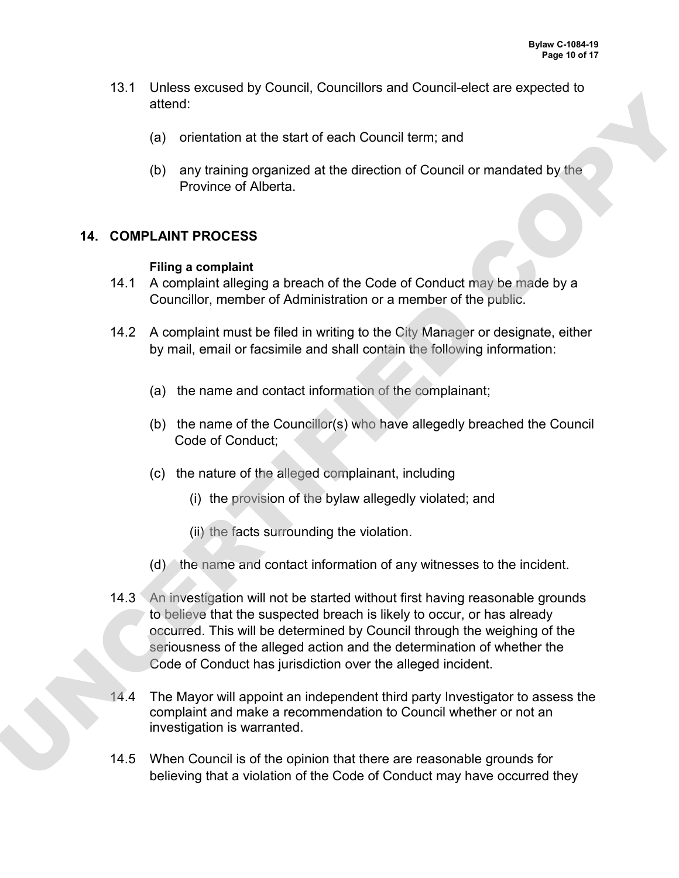13.1 Unless excused by Council, Councillors and Council-elect are expected to attend:

(a) orientation at the start of each Council term; and

(b) any training organized at the direction of Council or mandated by the Province of Alberta.

## 14. COMPLAINT PROCESS

**Filing a complaint**

14.1 A complaint alleging a breach of the Code of Conduct may be made by a Councillor, member of Administration or a member of the public.

14.2 A complaint must be filed in writing to the City Manager or designate, either by mail, email or facsimile and shall contain the following information:

(a) the name and contact information of the complainant;

(b) the name of the Councillor(s) who have allegedly breached the Council Code of Conduct;

(c) the nature of the alleged complainant, including

(i) the provision of the bylaw allegedly violated; and

(ii) the facts surrounding the violation.

(d) the name and contact information of any witnesses to the incident.

14.3 An investigation will not be started without first having reasonable grounds to believe that the suspected breach is likely to occur, or has already occurred. This will be determined by Council through the weighing of the seriousness of the alleged action and the determination of whether the Code of Conduct has jurisdiction over the alleged incident.

14.4 The Mayor will appoint an independent third party Investigator to assess the complaint and make a recommendation to Council whether or not an investigation is warranted.

14.5 When Council is of the opinion that there are reasonable grounds for believing that a violation of the Code of Conduct may have occurred they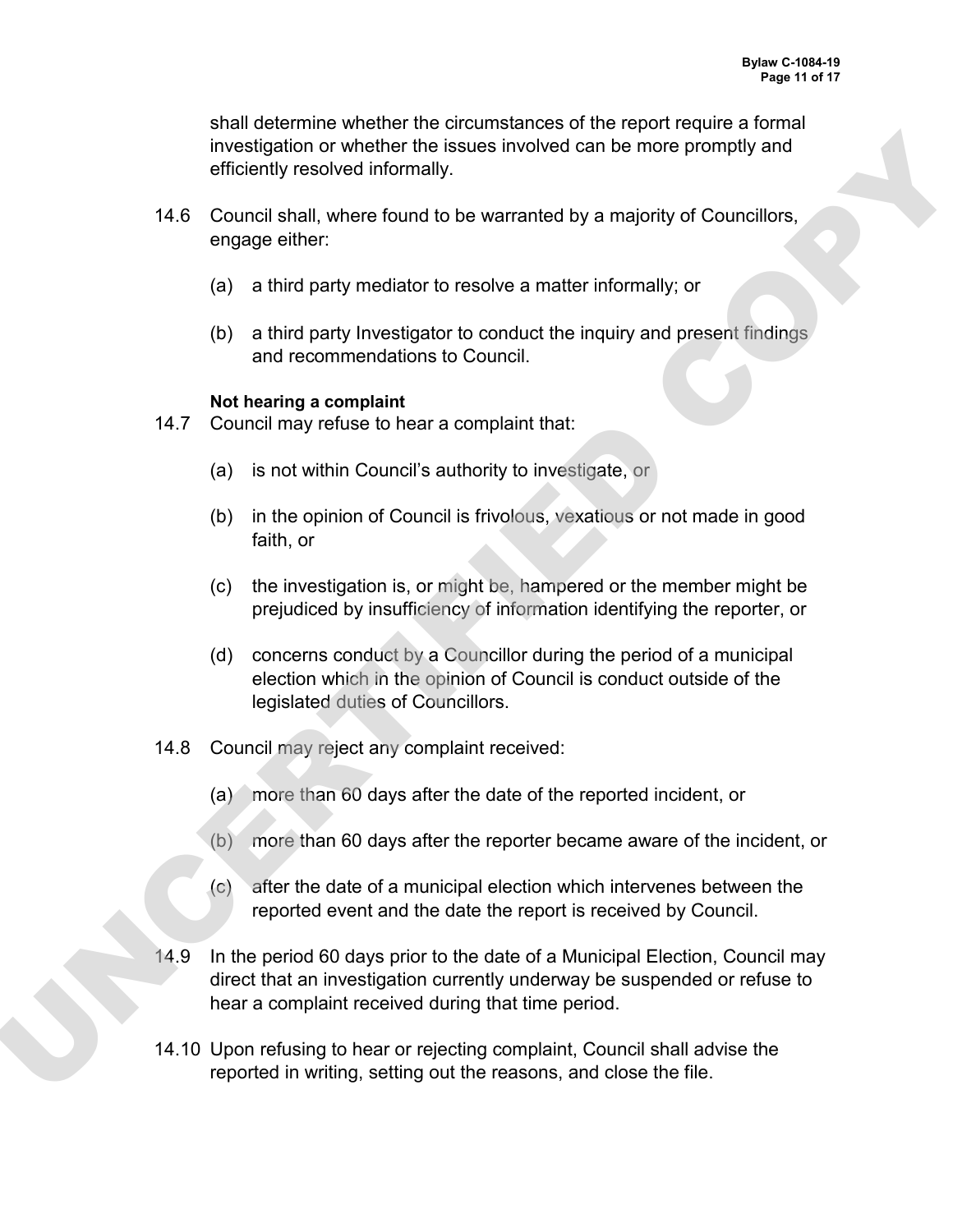shall determine whether the circumstances of the report require a formal investigation or whether the issues involved can be more promptly and efficiently resolved informally.

14.6 Council shall, where found to be warranted by a majority of Councillors, engage either:

(a) a third party mediator to resolve a matter informally; or

(b) a third party Investigator to conduct the inquiry and present findings and recommendations to Council.

**Not hearing a complaint**

14.7 Council may refuse to hear a complaint that:

(a) is not within Council's authority to investigate, or

(b) in the opinion of Council is frivolous, vexatious or not made in good faith, or

(c) the investigation is, or might be, hampered or the member might be prejudiced by insufficiency of information identifying the reporter, or

(d) concerns conduct by a Councillor during the period of a municipal election which in the opinion of Council is conduct outside of the legislated duties of Councillors.

14.8 Council may reject any complaint received:

(a) more than 60 days after the date of the reported incident, or

(b) more than 60 days after the reporter became aware of the incident, or

(c) after the date of a municipal election which intervenes between the reported event and the date the report is received by Council.

14.9 In the period 60 days prior to the date of a Municipal Election, Council may direct that an investigation currently underway be suspended or refuse to hear a complaint received during that time period.

14.10 Upon refusing to hear or rejecting complaint, Council shall advise the reported in writing, setting out the reasons, and close the file.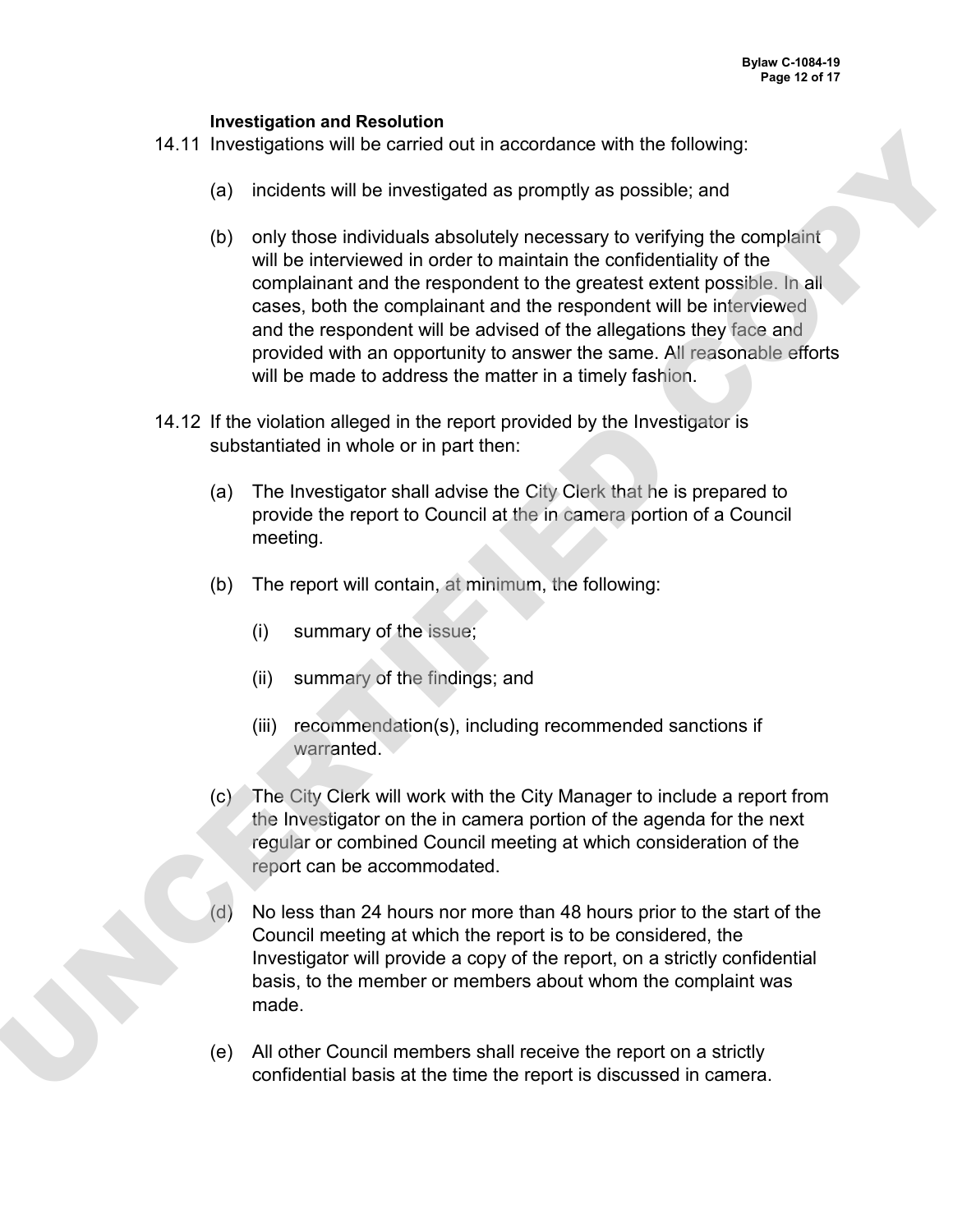### Investigation and Resolution

14.11 Investigations will be carried out in accordance with the following:

(a) incidents will be investigated as promptly as possible; and

(b) only those individuals absolutely necessary to verifying the complaint will be interviewed in order to maintain the confidentiality of the complainant and the respondent to the greatest extent possible. In all cases, both the complainant and the respondent will be interviewed and the respondent will be advised of the allegations they face and provided with an opportunity to answer the same. All reasonable efforts will be made to address the matter in a timely fashion.

14.12 If the violation alleged in the report provided by the Investigator is substantiated in whole or in part then:

(a) The Investigator shall advise the City Clerk that he is prepared to provide the report to Council at the in camera portion of a Council meeting.

(b) The report will contain, at minimum, the following:

(i) summary of the issue;

(ii) summary of the findings; and

(iii) recommendation(s), including recommended sanctions if warranted.

(c) The City Clerk will work with the City Manager to include a report from the Investigator on the in camera portion of the agenda for the next regular or combined Council meeting at which consideration of the report can be accommodated.

(d) No less than 24 hours nor more than 48 hours prior to the start of the Council meeting at which the report is to be considered, the Investigator will provide a copy of the report, on a strictly confidential basis, to the member or members about whom the complaint was made.

(e) All other Council members shall receive the report on a strictly confidential basis at the time the report is discussed in camera.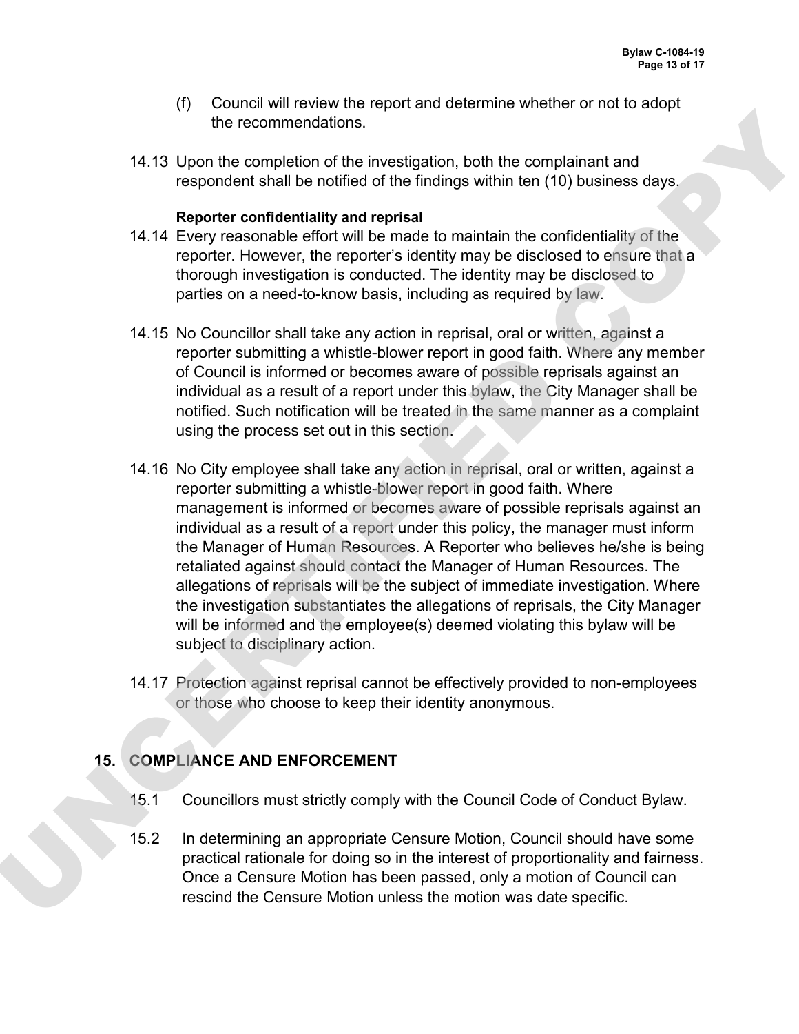(f) Council will review the report and determine whether or not to adopt the recommendations.

14.13 Upon the completion of the investigation, both the complainant and respondent shall be notified of the findings within ten (10) business days.

**Reporter confidentiality and reprisal**

14.14 Every reasonable effort will be made to maintain the confidentiality of the reporter. However, the reporter's identity may be disclosed to ensure that a thorough investigation is conducted. The identity may be disclosed to parties on a need-to-know basis, including as required by law.

14.15 No Councillor shall take any action in reprisal, oral or written, against a reporter submitting a whistle-blower report in good faith. Where any member of Council is informed or becomes aware of possible reprisals against an individual as a result of a report under this bylaw, the City Manager shall be notified. Such notification will be treated in the same manner as a complaint using the process set out in this section.

14.16 No City employee shall take any action in reprisal, oral or written, against a reporter submitting a whistle-blower report in good faith. Where management is informed or becomes aware of possible reprisals against an individual as a result of a report under this policy, the manager must inform the Manager of Human Resources. A Reporter who believes he/she is being retaliated against should contact the Manager of Human Resources. The allegations of reprisals will be the subject of immediate investigation. Where the investigation substantiates the allegations of reprisals, the City Manager will be informed and the employee(s) deemed violating this bylaw will be subject to disciplinary action.

14.17 Protection against reprisal cannot be effectively provided to non-employees or those who choose to keep their identity anonymous.

## 15. COMPLIANCE AND ENFORCEMENT

15.1 Councillors must strictly comply with the Council Code of Conduct Bylaw.

15.2 In determining an appropriate Censure Motion, Council should have some practical rationale for doing so in the interest of proportionality and fairness. Once a Censure Motion has been passed, only a motion of Council can rescind the Censure Motion unless the motion was date specific.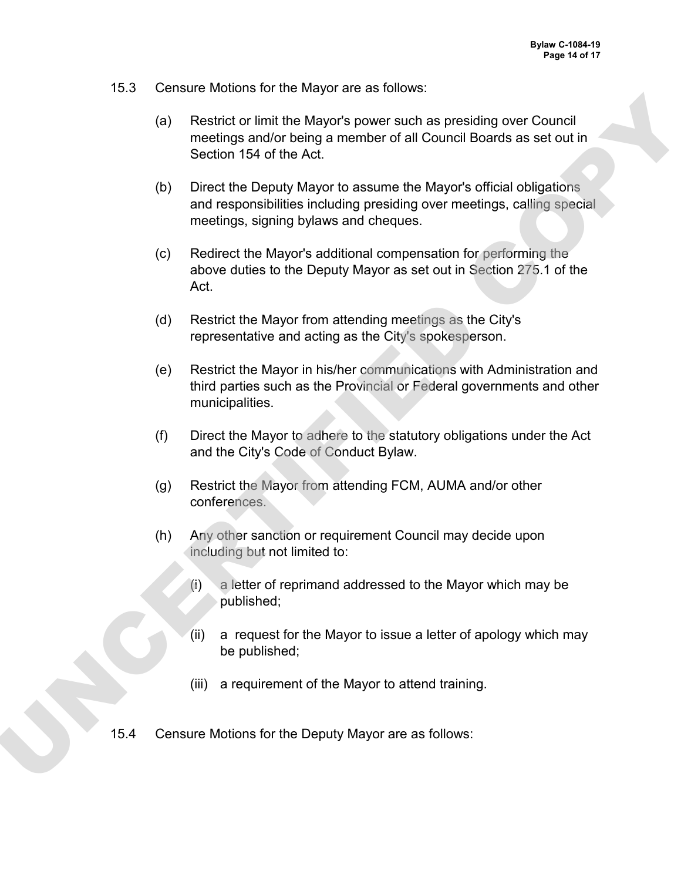15.3 Censure Motions for the Mayor are as follows:

(a) Restrict or limit the Mayor's power such as presiding over Council meetings and/or being a member of all Council Boards as set out in Section 154 of the Act.

(b) Direct the Deputy Mayor to assume the Mayor's official obligations and responsibilities including presiding over meetings, calling special meetings, signing bylaws and cheques.

(c) Redirect the Mayor's additional compensation for performing the above duties to the Deputy Mayor as set out in Section 275.1 of the Act.

(d) Restrict the Mayor from attending meetings as the City's representative and acting as the City's spokesperson.

(e) Restrict the Mayor in his/her communications with Administration and third parties such as the Provincial or Federal governments and other municipalities.

(f) Direct the Mayor to adhere to the statutory obligations under the Act and the City's Code of Conduct Bylaw.

(g) Restrict the Mayor from attending FCM, AUMA and/or other conferences.

(h) Any other sanction or requirement Council may decide upon including but not limited to:

(i) a letter of reprimand addressed to the Mayor which may be published;

(ii) a request for the Mayor to issue a letter of apology which may be published;

(iii) a requirement of the Mayor to attend training.

15.4 Censure Motions for the Deputy Mayor are as follows: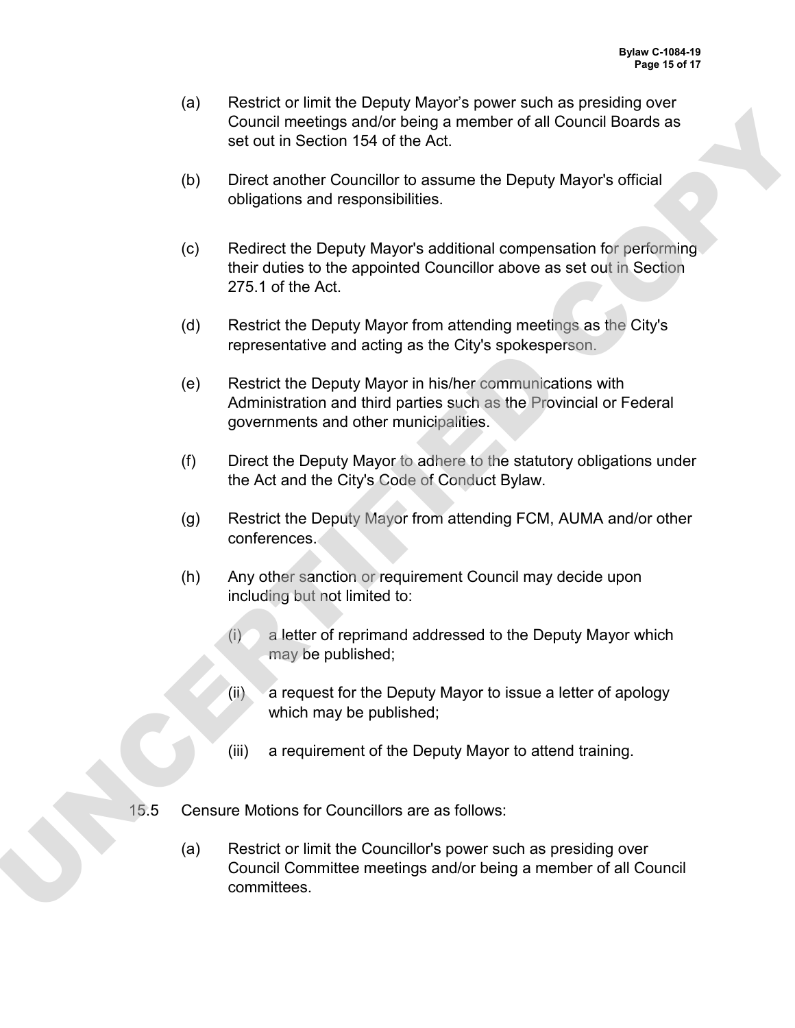(a) Restrict or limit the Deputy Mayor's power such as presiding over Council meetings and/or being a member of all Council Boards as set out in Section 154 of the Act.

(b) Direct another Councillor to assume the Deputy Mayor's official obligations and responsibilities.

(c) Redirect the Deputy Mayor's additional compensation for performing their duties to the appointed Councillor above as set out in Section 275.1 of the Act.

(d) Restrict the Deputy Mayor from attending meetings as the City's representative and acting as the City's spokesperson.

(e) Restrict the Deputy Mayor in his/her communications with Administration and third parties such as the Provincial or Federal governments and other municipalities.

(f) Direct the Deputy Mayor to adhere to the statutory obligations under the Act and the City's Code of Conduct Bylaw.

(g) Restrict the Deputy Mayor from attending FCM, AUMA and/or other conferences.

(h) Any other sanction or requirement Council may decide upon including but not limited to:

   (i) a letter of reprimand addressed to the Deputy Mayor which may be published;

   (ii) a request for the Deputy Mayor to issue a letter of apology which may be published;

   (iii) a requirement of the Deputy Mayor to attend training.

15.5 Censure Motions for Councillors are as follows:

(a) Restrict or limit the Councillor's power such as presiding over Council Committee meetings and/or being a member of all Council committees.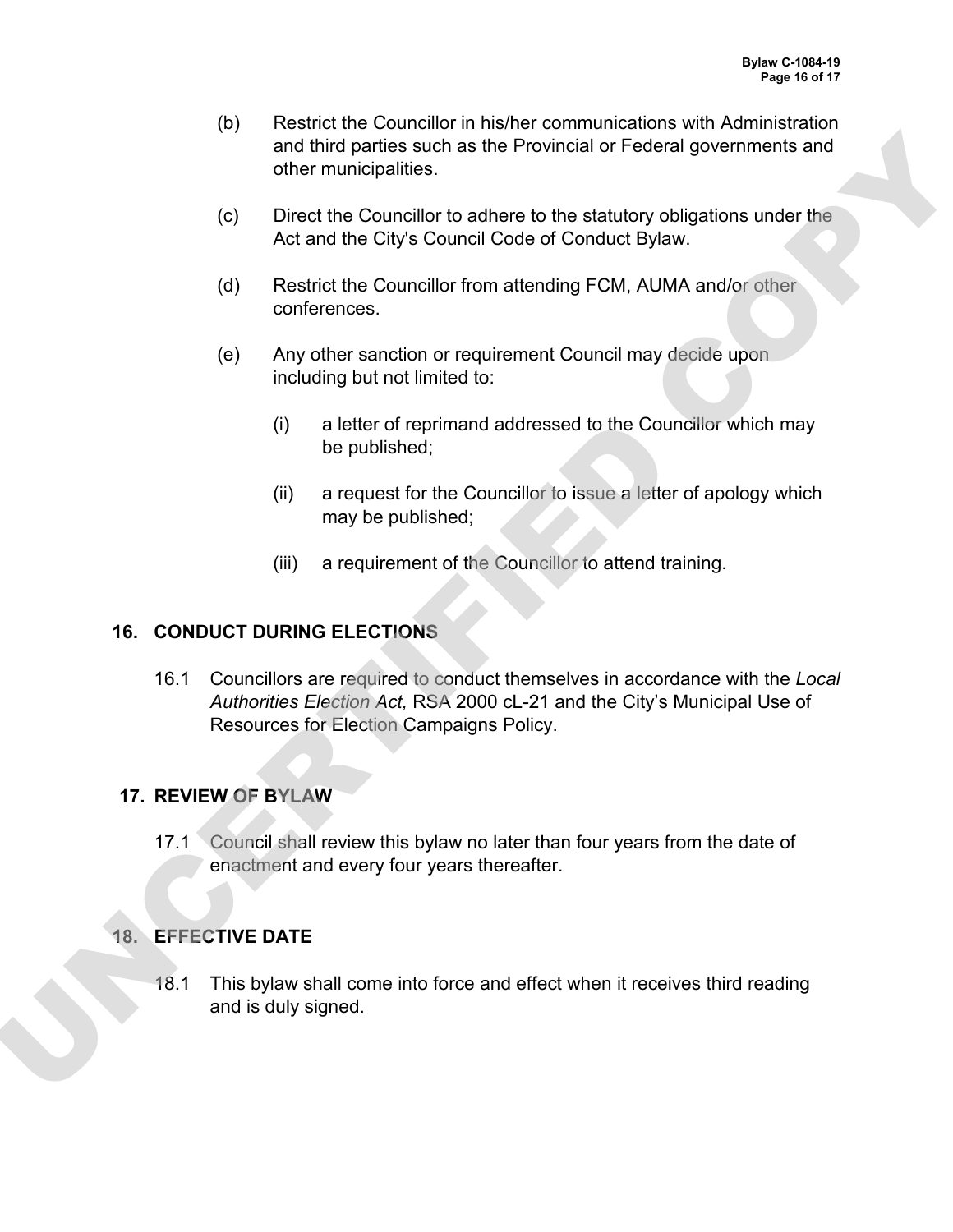(b) Restrict the Councillor in his/her communications with Administration and third parties such as the Provincial or Federal governments and other municipalities.

(c) Direct the Councillor to adhere to the statutory obligations under the Act and the City's Council Code of Conduct Bylaw.

(d) Restrict the Councillor from attending FCM, AUMA and/or other conferences.

(e) Any other sanction or requirement Council may decide upon including but not limited to:

(i) a letter of reprimand addressed to the Councillor which may be published;

(ii) a request for the Councillor to issue a letter of apology which may be published;

(iii) a requirement of the Councillor to attend training.

## 16. CONDUCT DURING ELECTIONS

16.1 Councillors are required to conduct themselves in accordance with the *Local Authorities Election Act,* RSA 2000 cL-21 and the City's Municipal Use of Resources for Election Campaigns Policy.

## 17. REVIEW OF BYLAW

17.1 Council shall review this bylaw no later than four years from the date of enactment and every four years thereafter.

## 18. EFFECTIVE DATE

18.1 This bylaw shall come into force and effect when it receives third reading and is duly signed.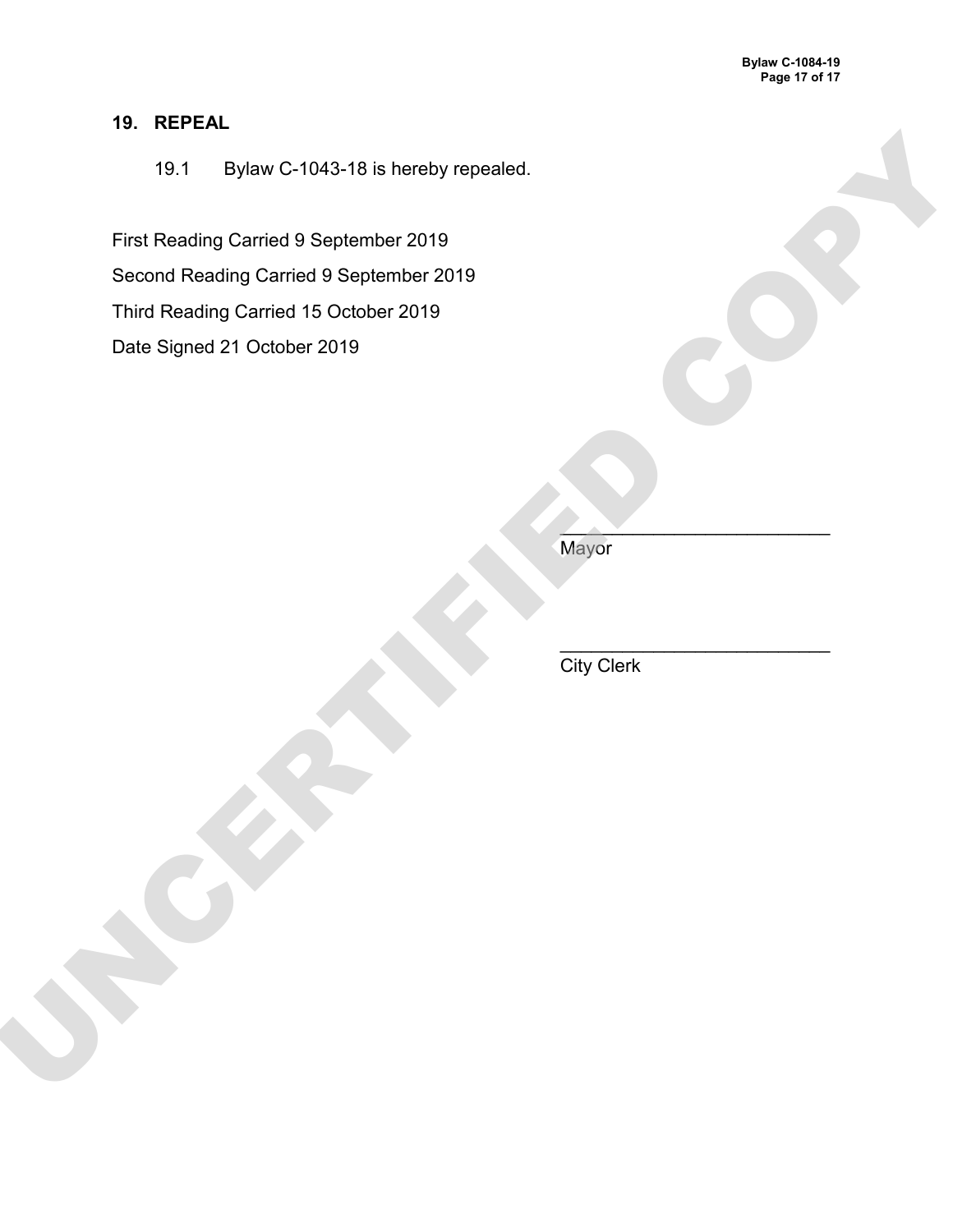## 19. REPEAL

19.1 Bylaw C-1043-18 is hereby repealed.

First Reading Carried 9 September 2019

Second Reading Carried 9 September 2019

Third Reading Carried 15 October 2019

Date Signed 21 October 2019

___________________________
Mayor

___________________________
City Clerk